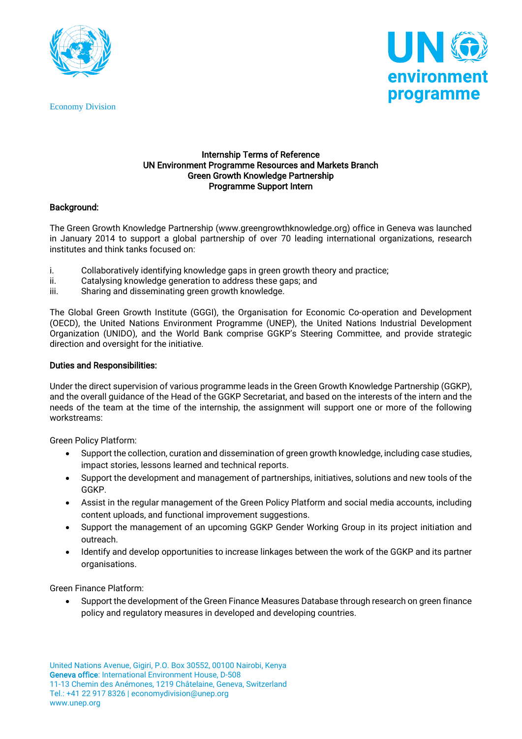Economy Division

**Internship Terms of Reference**
**UN Environment Programme Resources and Markets Branch**
**Green Growth Knowledge Partnership**
**Programme Support Intern**

## Background:

The Green Growth Knowledge Partnership (www.greengrowthknowledge.org) office in Geneva was launched in January 2014 to support a global partnership of over 70 leading international organizations, research institutes and think tanks focused on:

i. Collaboratively identifying knowledge gaps in green growth theory and practice;
ii. Catalysing knowledge generation to address these gaps; and
iii. Sharing and disseminating green growth knowledge.

The Global Green Growth Institute (GGGI), the Organisation for Economic Co-operation and Development (OECD), the United Nations Environment Programme (UNEP), the United Nations Industrial Development Organization (UNIDO), and the World Bank comprise GGKP's Steering Committee, and provide strategic direction and oversight for the initiative.

## Duties and Responsibilities:

Under the direct supervision of various programme leads in the Green Growth Knowledge Partnership (GGKP), and the overall guidance of the Head of the GGKP Secretariat, and based on the interests of the intern and the needs of the team at the time of the internship, the assignment will support one or more of the following workstreams:

Green Policy Platform:

- Support the collection, curation and dissemination of green growth knowledge, including case studies, impact stories, lessons learned and technical reports.
- Support the development and management of partnerships, initiatives, solutions and new tools of the GGKP.
- Assist in the regular management of the Green Policy Platform and social media accounts, including content uploads, and functional improvement suggestions.
- Support the management of an upcoming GGKP Gender Working Group in its project initiation and outreach.
- Identify and develop opportunities to increase linkages between the work of the GGKP and its partner organisations.

Green Finance Platform:

- Support the development of the Green Finance Measures Database through research on green finance policy and regulatory measures in developed and developing countries.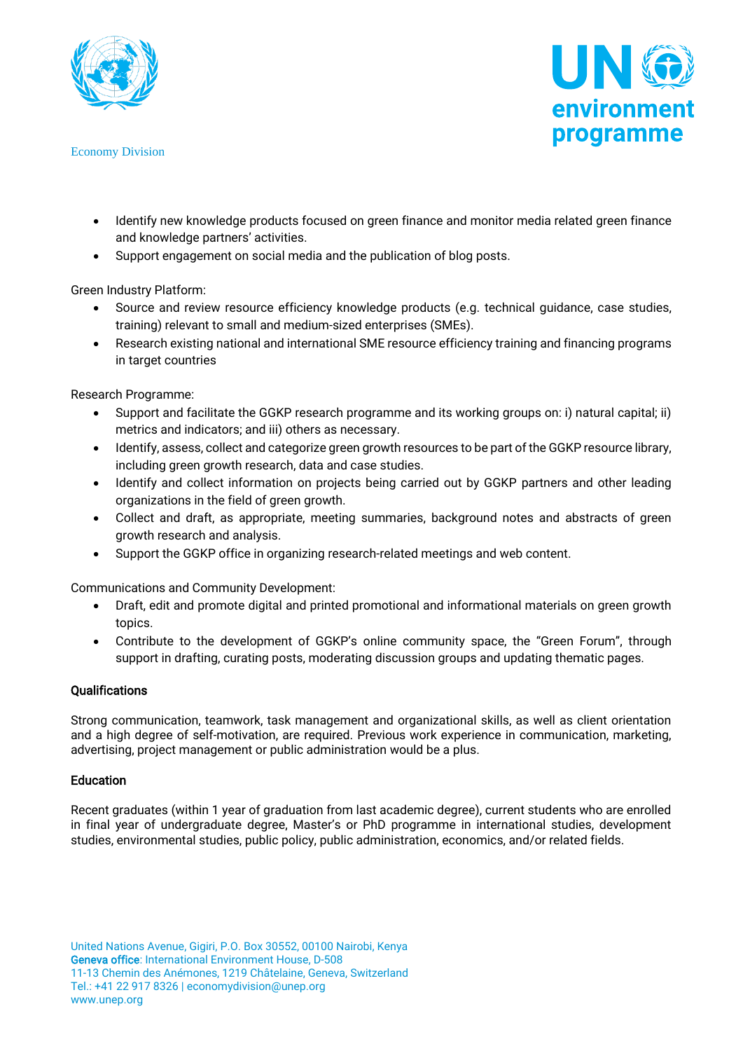- Identify new knowledge products focused on green finance and monitor media related green finance and knowledge partners' activities.
- Support engagement on social media and the publication of blog posts.

Green Industry Platform:

- Source and review resource efficiency knowledge products (e.g. technical guidance, case studies, training) relevant to small and medium-sized enterprises (SMEs).
- Research existing national and international SME resource efficiency training and financing programs in target countries

Research Programme:

- Support and facilitate the GGKP research programme and its working groups on: i) natural capital; ii) metrics and indicators; and iii) others as necessary.
- Identify, assess, collect and categorize green growth resources to be part of the GGKP resource library, including green growth research, data and case studies.
- Identify and collect information on projects being carried out by GGKP partners and other leading organizations in the field of green growth.
- Collect and draft, as appropriate, meeting summaries, background notes and abstracts of green growth research and analysis.
- Support the GGKP office in organizing research-related meetings and web content.

Communications and Community Development:

- Draft, edit and promote digital and printed promotional and informational materials on green growth topics.
- Contribute to the development of GGKP's online community space, the "Green Forum", through support in drafting, curating posts, moderating discussion groups and updating thematic pages.

**Qualifications**

Strong communication, teamwork, task management and organizational skills, as well as client orientation and a high degree of self-motivation, are required. Previous work experience in communication, marketing, advertising, project management or public administration would be a plus.

**Education**

Recent graduates (within 1 year of graduation from last academic degree), current students who are enrolled in final year of undergraduate degree, Master's or PhD programme in international studies, development studies, environmental studies, public policy, public administration, economics, and/or related fields.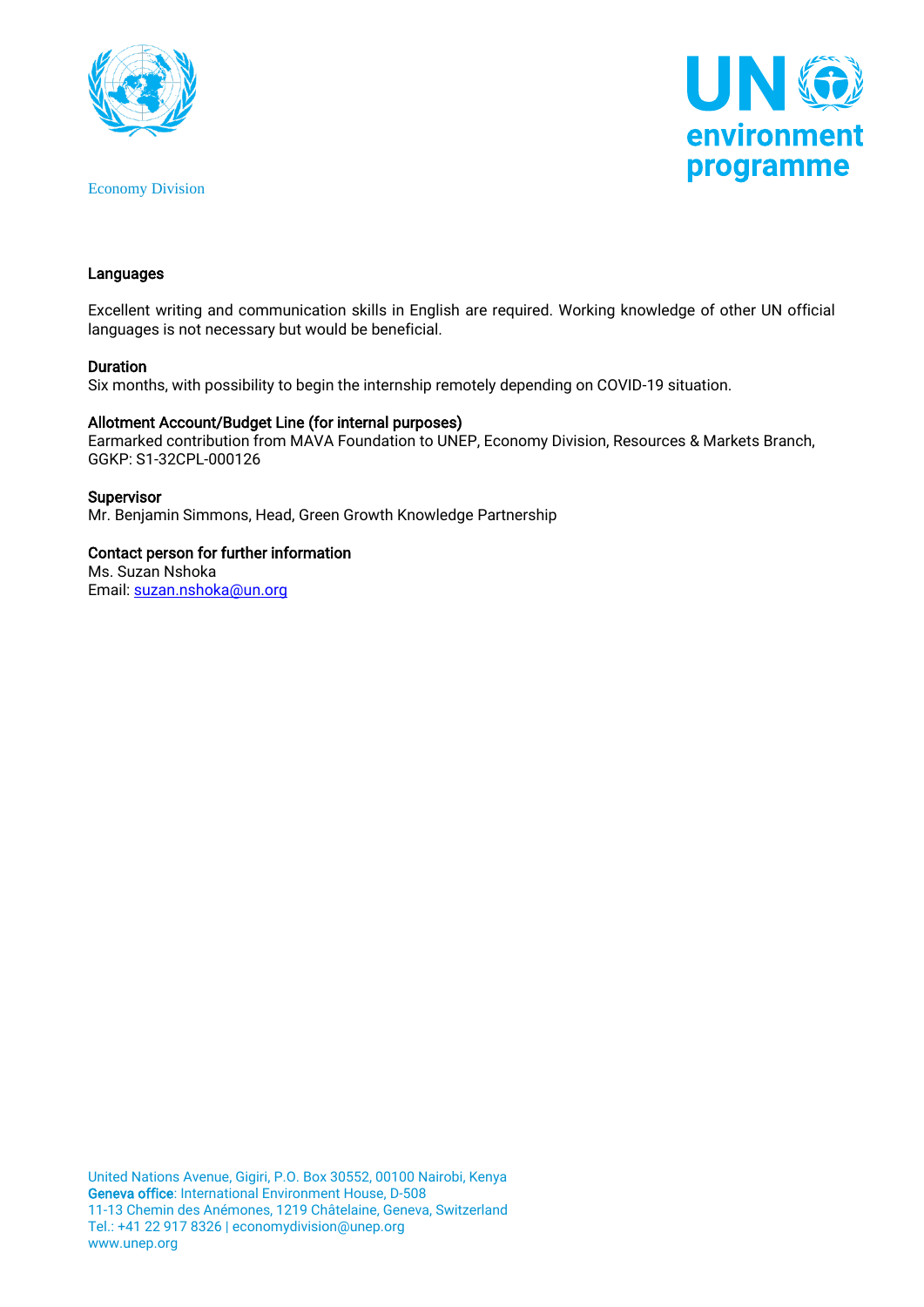Economy Division

### Languages

Excellent writing and communication skills in English are required. Working knowledge of other UN official languages is not necessary but would be beneficial.

### Duration

Six months, with possibility to begin the internship remotely depending on COVID-19 situation.

### Allotment Account/Budget Line (for internal purposes)

Earmarked contribution from MAVA Foundation to UNEP, Economy Division, Resources & Markets Branch, GGKP: S1-32CPL-000126

### Supervisor

Mr. Benjamin Simmons, Head, Green Growth Knowledge Partnership

### Contact person for further information

Ms. Suzan Nshoka
Email: suzan.nshoka@un.org

United Nations Avenue, Gigiri, P.O. Box 30552, 00100 Nairobi, Kenya
**Geneva office**: International Environment House, D-508
11-13 Chemin des Anémones, 1219 Châtelaine, Geneva, Switzerland
Tel.: +41 22 917 8326 | economydivision@unep.org
www.unep.org